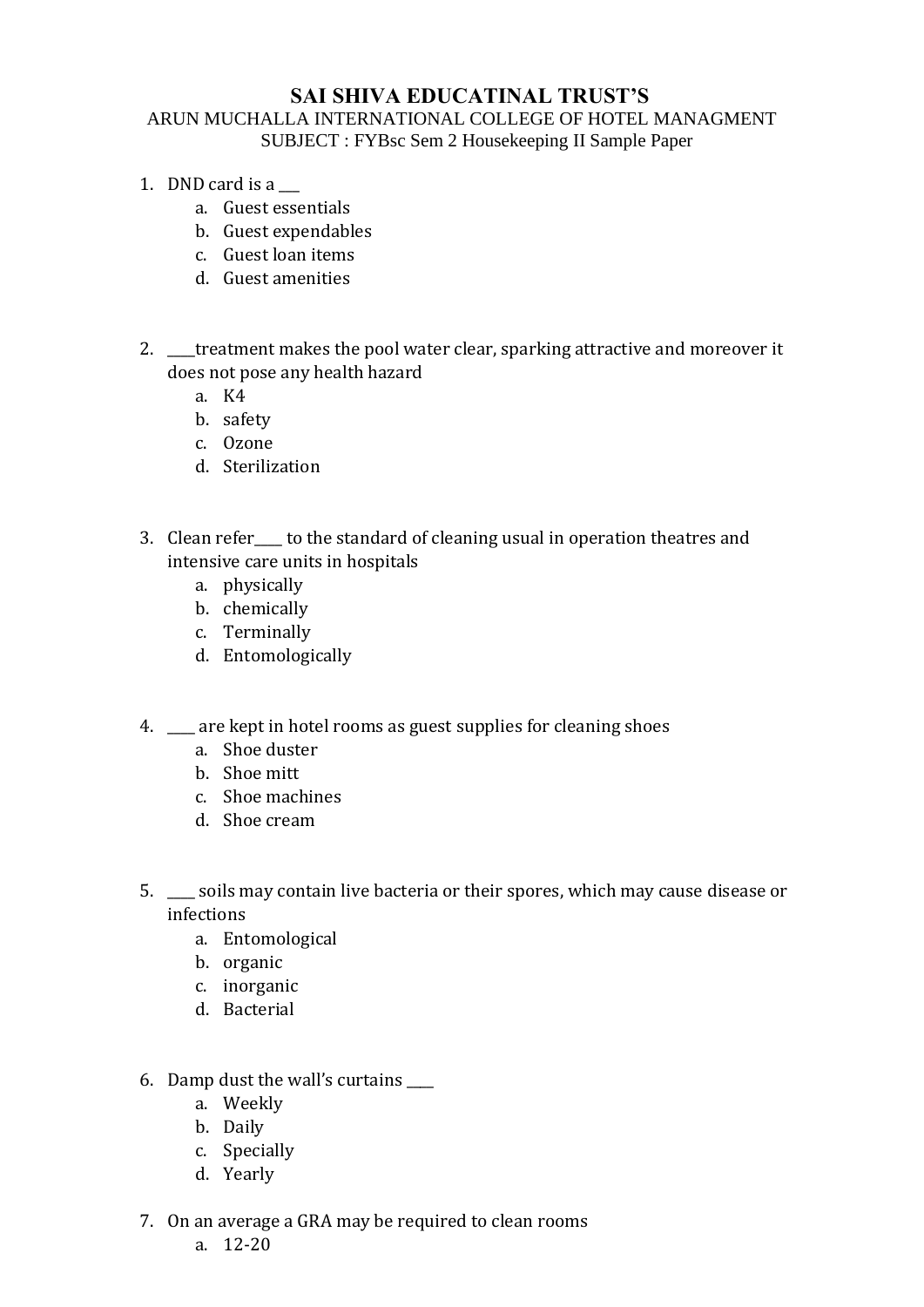# SAI SHIVA EDUCATINAL TRUST'S

ARUN MUCHALLA INTERNATIONAL COLLEGE OF HOTEL MANAGMENT

SUBJECT : FYBsc Sem 2 Housekeeping II Sample Paper

1. DND card is a ___
   a. Guest essentials
   b. Guest expendables
   c. Guest loan items
   d. Guest amenities

2. ____treatment makes the pool water clear, sparking attractive and moreover it does not pose any health hazard
   a. K4
   b. safety
   c. Ozone
   d. Sterilization

3. Clean refer____ to the standard of cleaning usual in operation theatres and intensive care units in hospitals
   a. physically
   b. chemically
   c. Terminally
   d. Entomologically

4. ____ are kept in hotel rooms as guest supplies for cleaning shoes
   a. Shoe duster
   b. Shoe mitt
   c. Shoe machines
   d. Shoe cream

5. ____ soils may contain live bacteria or their spores, which may cause disease or infections
   a. Entomological
   b. organic
   c. inorganic
   d. Bacterial

6. Damp dust the wall's curtains ____
   a. Weekly
   b. Daily
   c. Specially
   d. Yearly

7. On an average a GRA may be required to clean rooms
   a. 12-20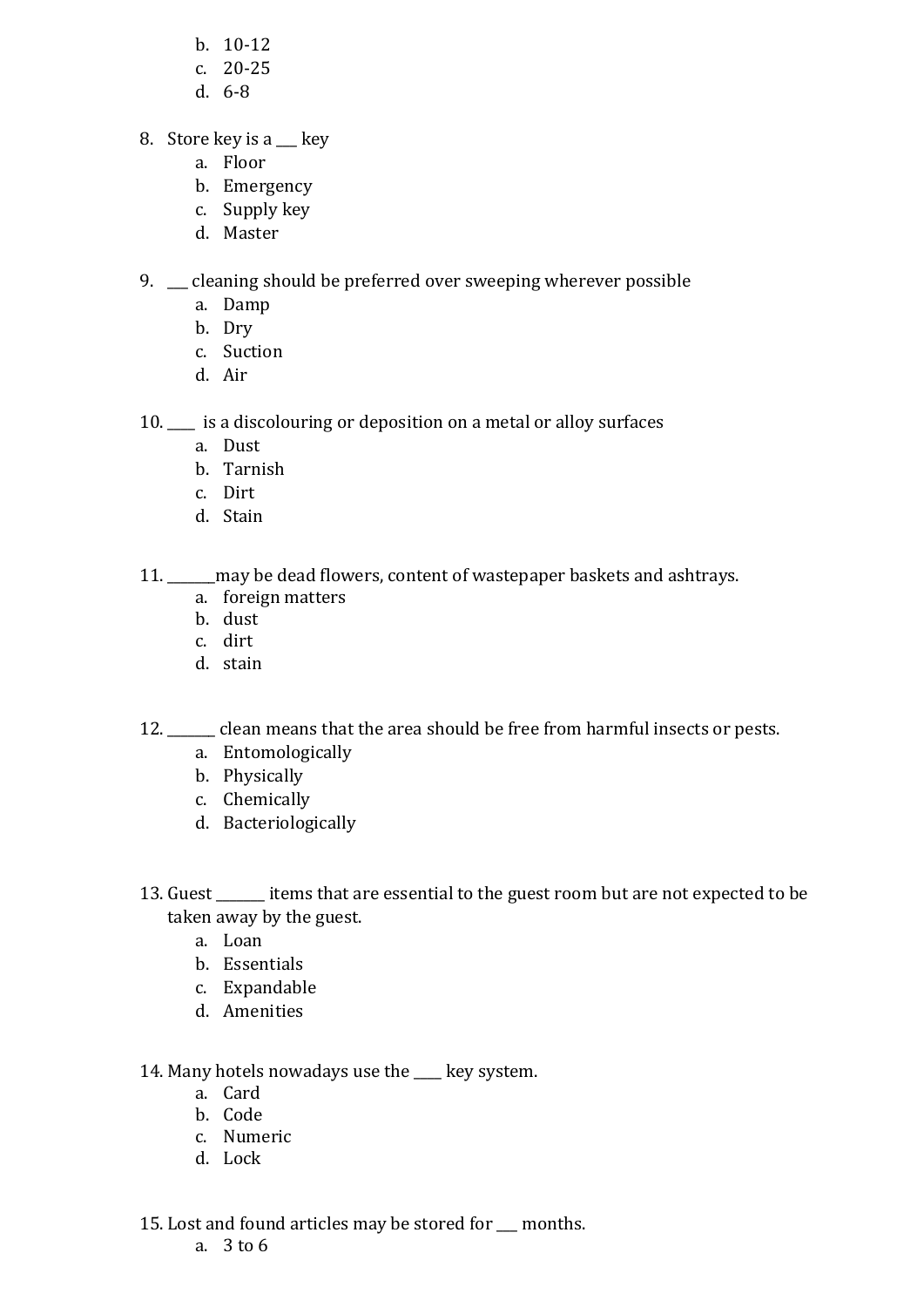b. 10-12
   c. 20-25
   d. 6-8

8. Store key is a ___ key
   a. Floor
   b. Emergency
   c. Supply key
   d. Master

9. ___ cleaning should be preferred over sweeping wherever possible
   a. Damp
   b. Dry
   c. Suction
   d. Air

10. ____ is a discolouring or deposition on a metal or alloy surfaces
   a. Dust
   b. Tarnish
   c. Dirt
   d. Stain

11. _______may be dead flowers, content of wastepaper baskets and ashtrays.
   a. foreign matters
   b. dust
   c. dirt
   d. stain

12. _______ clean means that the area should be free from harmful insects or pests.
   a. Entomologically
   b. Physically
   c. Chemically
   d. Bacteriologically

13. Guest _______ items that are essential to the guest room but are not expected to be taken away by the guest.
   a. Loan
   b. Essentials
   c. Expandable
   d. Amenities

14. Many hotels nowadays use the ____ key system.
   a. Card
   b. Code
   c. Numeric
   d. Lock

15. Lost and found articles may be stored for ___ months.
   a. 3 to 6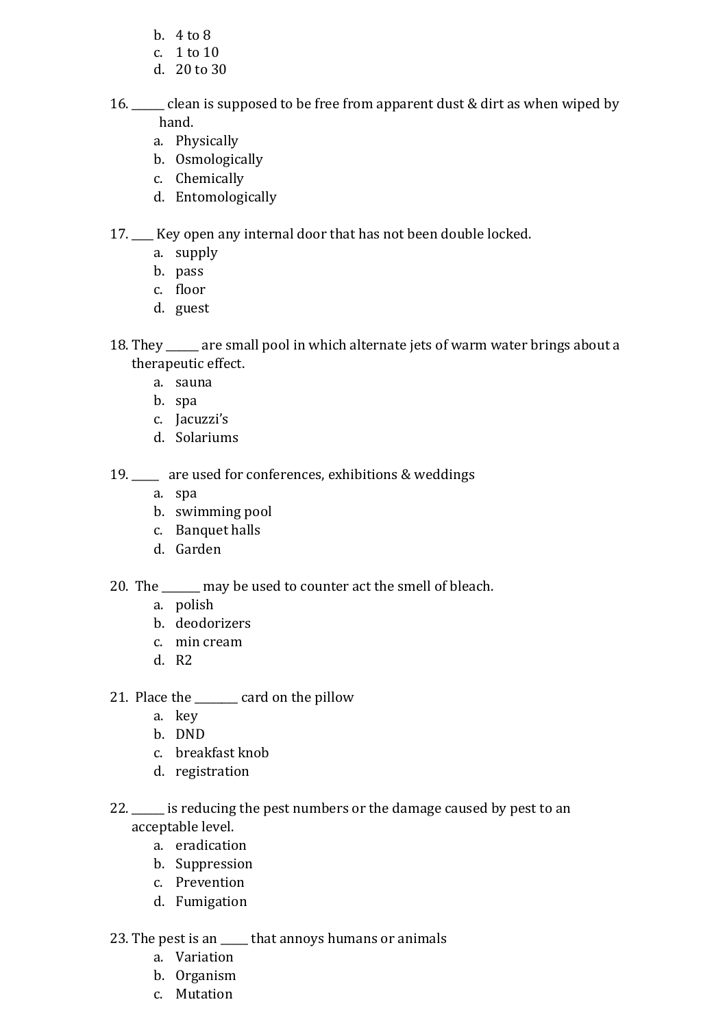b. 4 to 8
c. 1 to 10
d. 20 to 30

16. ______ clean is supposed to be free from apparent dust & dirt as when wiped by hand.
    a. Physically
    b. Osmologically
    c. Chemically
    d. Entomologically

17. ____ Key open any internal door that has not been double locked.
    a. supply
    b. pass
    c. floor
    d. guest

18. They ______ are small pool in which alternate jets of warm water brings about a therapeutic effect.
    a. sauna
    b. spa
    c. Jacuzzi's
    d. Solariums

19. _____ are used for conferences, exhibitions & weddings
    a. spa
    b. swimming pool
    c. Banquet halls
    d. Garden

20. The _______ may be used to counter act the smell of bleach.
    a. polish
    b. deodorizers
    c. min cream
    d. R2

21. Place the ________ card on the pillow
    a. key
    b. DND
    c. breakfast knob
    d. registration

22. ______ is reducing the pest numbers or the damage caused by pest to an acceptable level.
    a. eradication
    b. Suppression
    c. Prevention
    d. Fumigation

23. The pest is an _____ that annoys humans or animals
    a. Variation
    b. Organism
    c. Mutation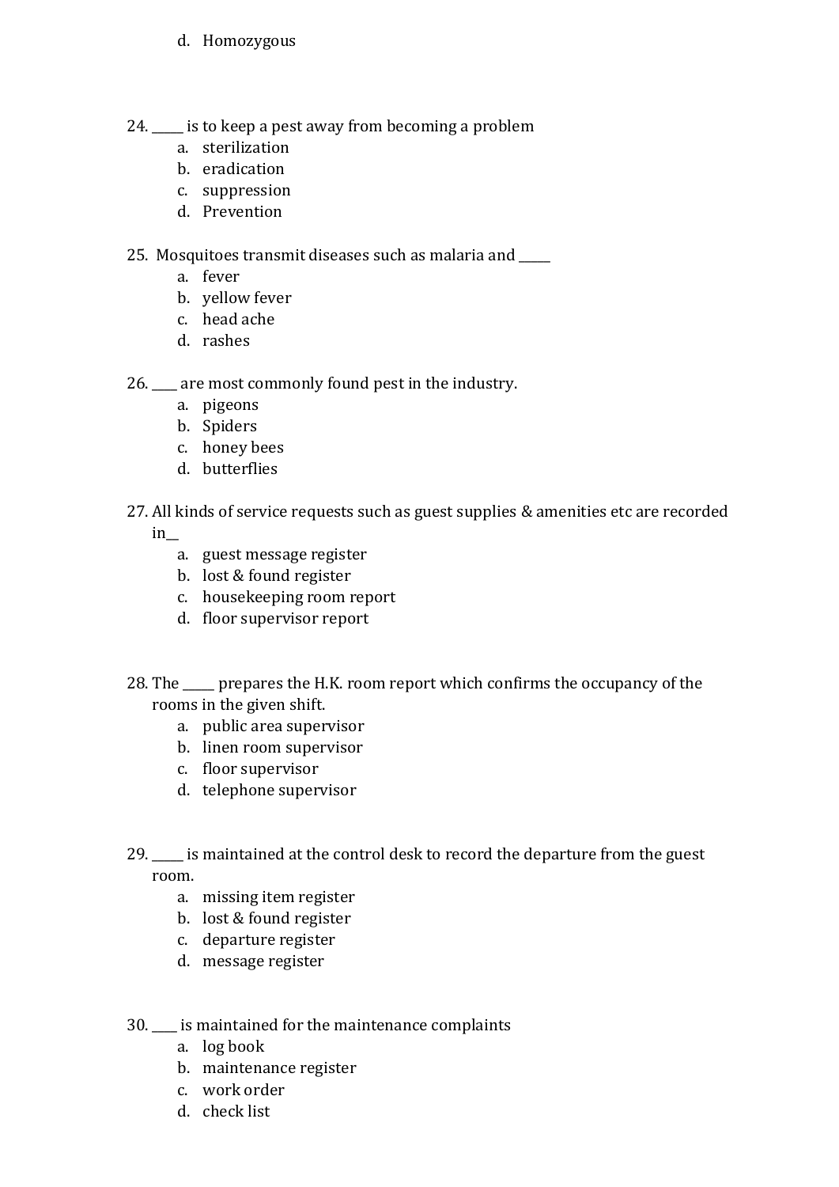d. Homozygous

24. _____ is to keep a pest away from becoming a problem
    a. sterilization
    b. eradication
    c. suppression
    d. Prevention

25. Mosquitoes transmit diseases such as malaria and _____
    a. fever
    b. yellow fever
    c. head ache
    d. rashes

26. ____ are most commonly found pest in the industry.
    a. pigeons
    b. Spiders
    c. honey bees
    d. butterflies

27. All kinds of service requests such as guest supplies & amenities etc are recorded in__
    a. guest message register
    b. lost & found register
    c. housekeeping room report
    d. floor supervisor report

28. The _____ prepares the H.K. room report which confirms the occupancy of the rooms in the given shift.
    a. public area supervisor
    b. linen room supervisor
    c. floor supervisor
    d. telephone supervisor

29. _____ is maintained at the control desk to record the departure from the guest room.
    a. missing item register
    b. lost & found register
    c. departure register
    d. message register

30. ____ is maintained for the maintenance complaints
    a. log book
    b. maintenance register
    c. work order
    d. check list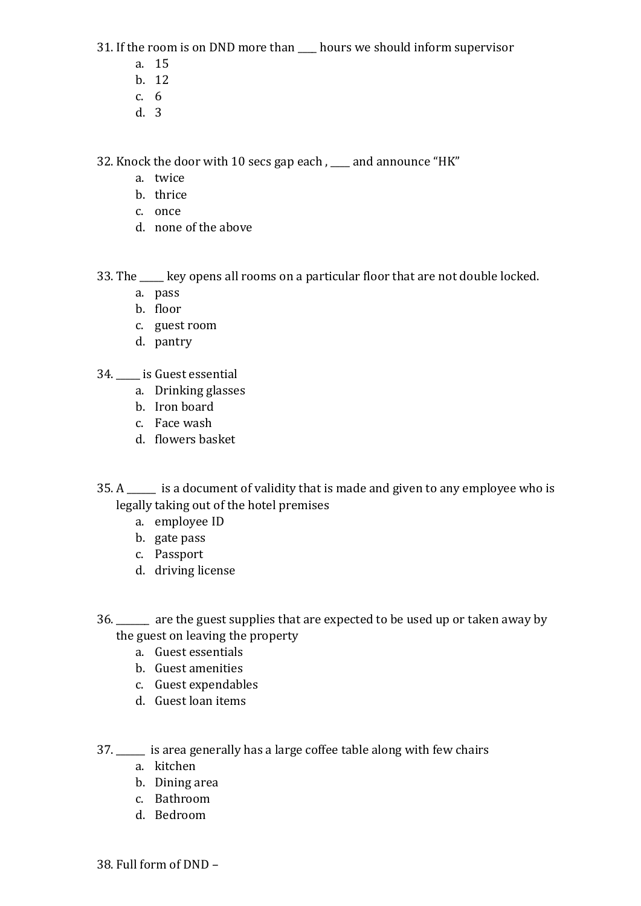31. If the room is on DND more than ____ hours we should inform supervisor
    a. 15
    b. 12
    c. 6
    d. 3

32. Knock the door with 10 secs gap each , ____ and announce "HK"
    a. twice
    b. thrice
    c. once
    d. none of the above

33. The _____ key opens all rooms on a particular floor that are not double locked.
    a. pass
    b. floor
    c. guest room
    d. pantry

34. _____ is Guest essential
    a. Drinking glasses
    b. Iron board
    c. Face wash
    d. flowers basket

35. A ______ is a document of validity that is made and given to any employee who is legally taking out of the hotel premises
    a. employee ID
    b. gate pass
    c. Passport
    d. driving license

36. _______ are the guest supplies that are expected to be used up or taken away by the guest on leaving the property
    a. Guest essentials
    b. Guest amenities
    c. Guest expendables
    d. Guest loan items

37. ______ is area generally has a large coffee table along with few chairs
    a. kitchen
    b. Dining area
    c. Bathroom
    d. Bedroom

38. Full form of DND –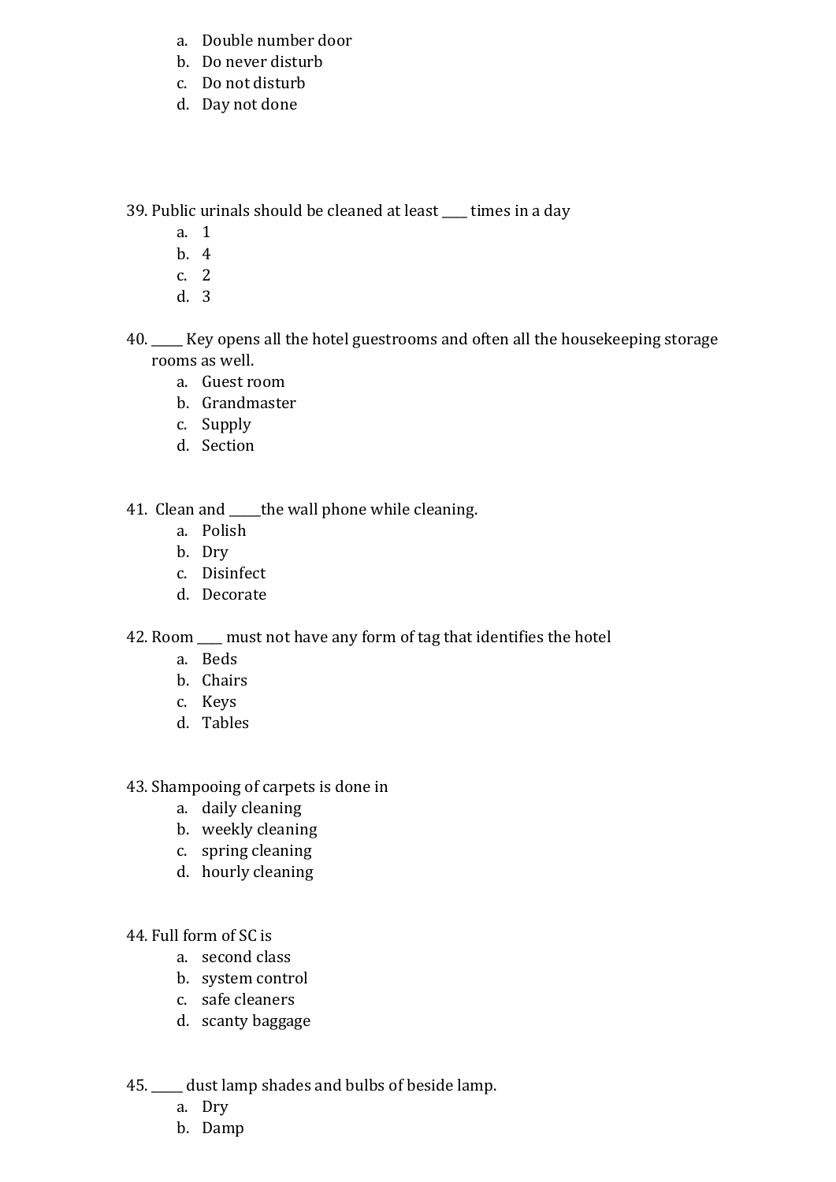a. Double number door
b. Do never disturb
c. Do not disturb
d. Day not done

39. Public urinals should be cleaned at least ____ times in a day
    a. 1
    b. 4
    c. 2
    d. 3

40. _____ Key opens all the hotel guestrooms and often all the housekeeping storage rooms as well.
    a. Guest room
    b. Grandmaster
    c. Supply
    d. Section

41. Clean and _____the wall phone while cleaning.
    a. Polish
    b. Dry
    c. Disinfect
    d. Decorate

42. Room ____ must not have any form of tag that identifies the hotel
    a. Beds
    b. Chairs
    c. Keys
    d. Tables

43. Shampooing of carpets is done in
    a. daily cleaning
    b. weekly cleaning
    c. spring cleaning
    d. hourly cleaning

44. Full form of SC is
    a. second class
    b. system control
    c. safe cleaners
    d. scanty baggage

45. _____ dust lamp shades and bulbs of beside lamp.
    a. Dry
    b. Damp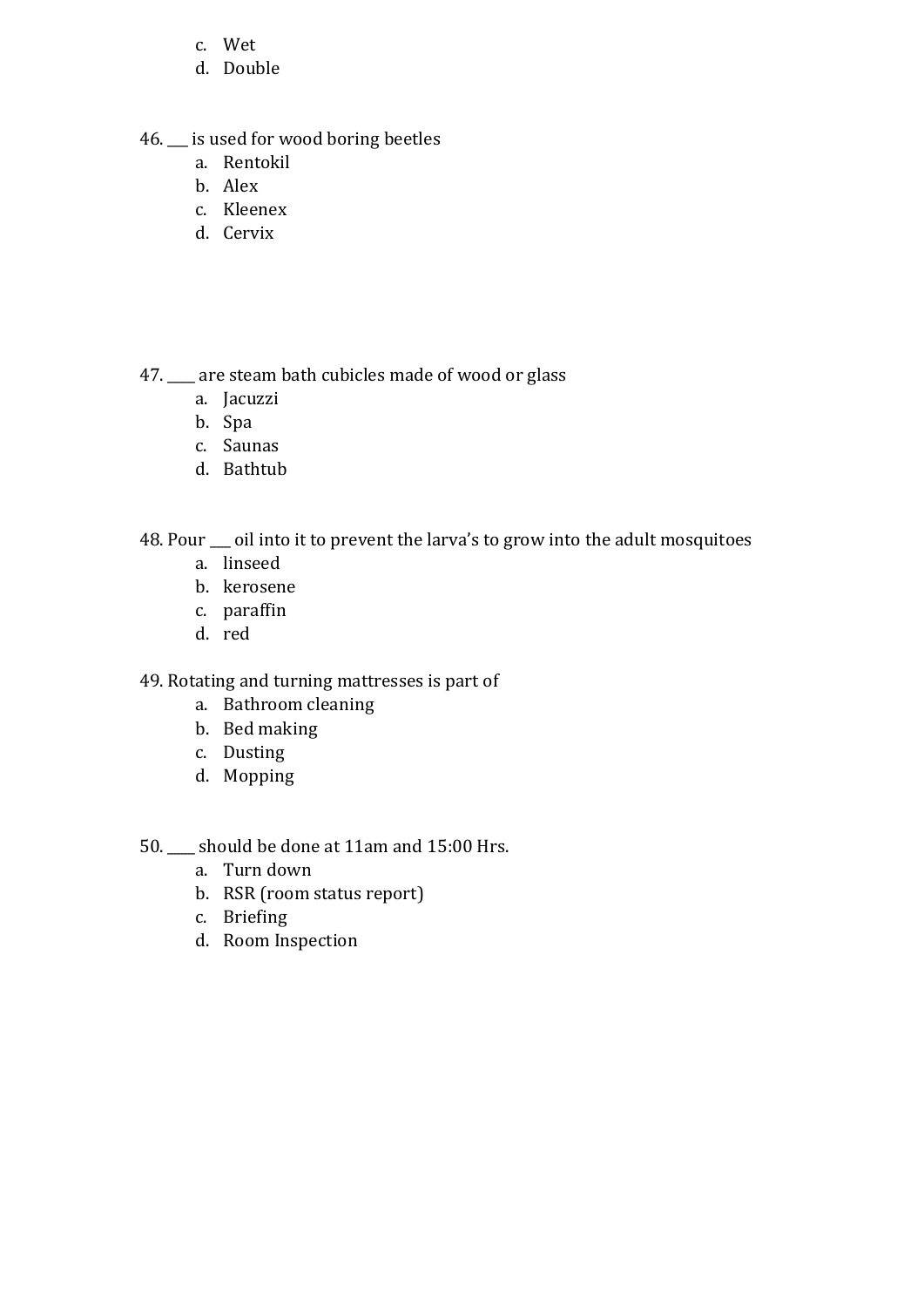c. Wet
d. Double

46. ___ is used for wood boring beetles
    a. Rentokil
    b. Alex
    c. Kleenex
    d. Cervix

47. ____ are steam bath cubicles made of wood or glass
    a. Jacuzzi
    b. Spa
    c. Saunas
    d. Bathtub

48. Pour ___ oil into it to prevent the larva's to grow into the adult mosquitoes
    a. linseed
    b. kerosene
    c. paraffin
    d. red

49. Rotating and turning mattresses is part of
    a. Bathroom cleaning
    b. Bed making
    c. Dusting
    d. Mopping

50. ____ should be done at 11am and 15:00 Hrs.
    a. Turn down
    b. RSR (room status report)
    c. Briefing
    d. Room Inspection